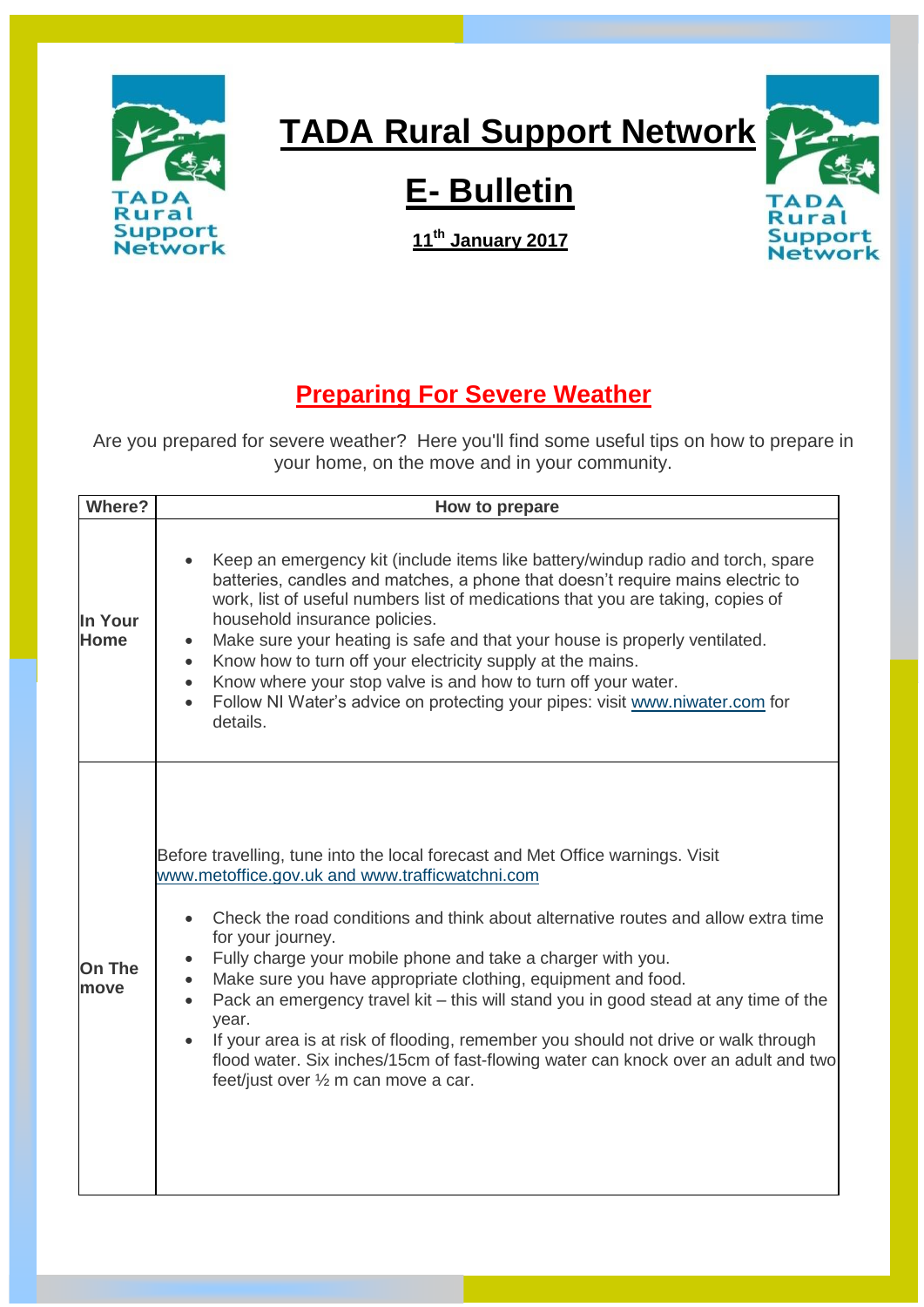# TADA Rural Support Network

# E- Bulletin

**11th January 2017**

## Preparing For Severe Weather

Are you prepared for severe weather? Here you'll find some useful tips on how to prepare in your home, on the move and in your community.

| Where? | How to prepare |
|---|---|
| **In Your Home** | • Keep an emergency kit (include items like battery/windup radio and torch, spare batteries, candles and matches, a phone that doesn't require mains electric to work, list of useful numbers list of medications that you are taking, copies of household insurance policies.<br>• Make sure your heating is safe and that your house is properly ventilated.<br>• Know how to turn off your electricity supply at the mains.<br>• Know where your stop valve is and how to turn off your water.<br>• Follow NI Water's advice on protecting your pipes: visit www.niwater.com for details. |
| **On The move** | Before travelling, tune into the local forecast and Met Office warnings. Visit www.metoffice.gov.uk and www.trafficwatchni.com<br>• Check the road conditions and think about alternative routes and allow extra time for your journey.<br>• Fully charge your mobile phone and take a charger with you.<br>• Make sure you have appropriate clothing, equipment and food.<br>• Pack an emergency travel kit – this will stand you in good stead at any time of the year.<br>• If your area is at risk of flooding, remember you should not drive or walk through flood water. Six inches/15cm of fast-flowing water can knock over an adult and two feet/just over ½ m can move a car. |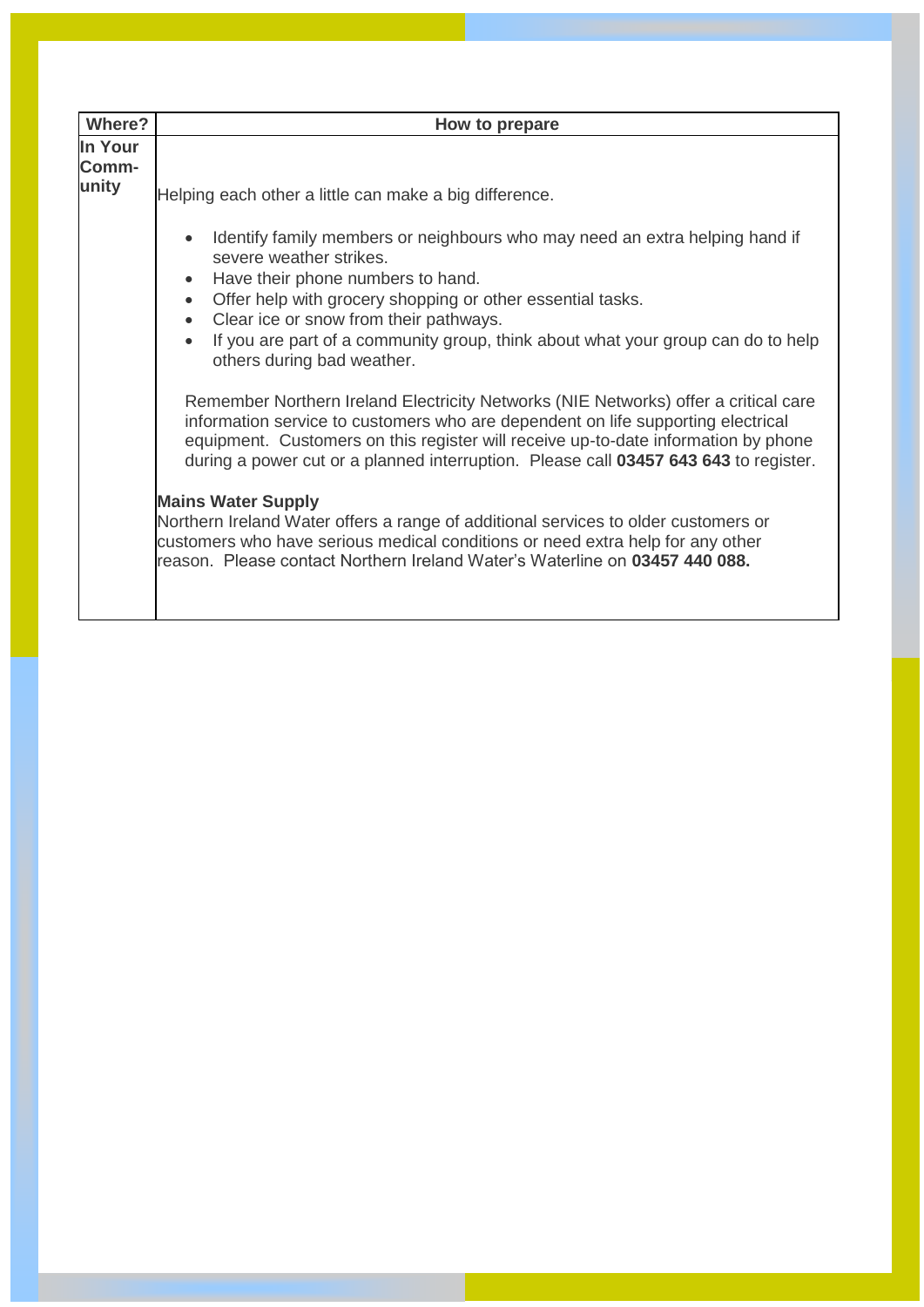| Where? | How to prepare |
| --- | --- |
| **In Your Comm-unity** | Helping each other a little can make a big difference.<br><br>• Identify family members or neighbours who may need an extra helping hand if severe weather strikes.<br>• Have their phone numbers to hand.<br>• Offer help with grocery shopping or other essential tasks.<br>• Clear ice or snow from their pathways.<br>• If you are part of a community group, think about what your group can do to help others during bad weather.<br><br>Remember Northern Ireland Electricity Networks (NIE Networks) offer a critical care information service to customers who are dependent on life supporting electrical equipment. Customers on this register will receive up-to-date information by phone during a power cut or a planned interruption. Please call **03457 643 643** to register.<br><br>**Mains Water Supply**<br>Northern Ireland Water offers a range of additional services to older customers or customers who have serious medical conditions or need extra help for any other reason. Please contact Northern Ireland Water's Waterline on **03457 440 088.** |